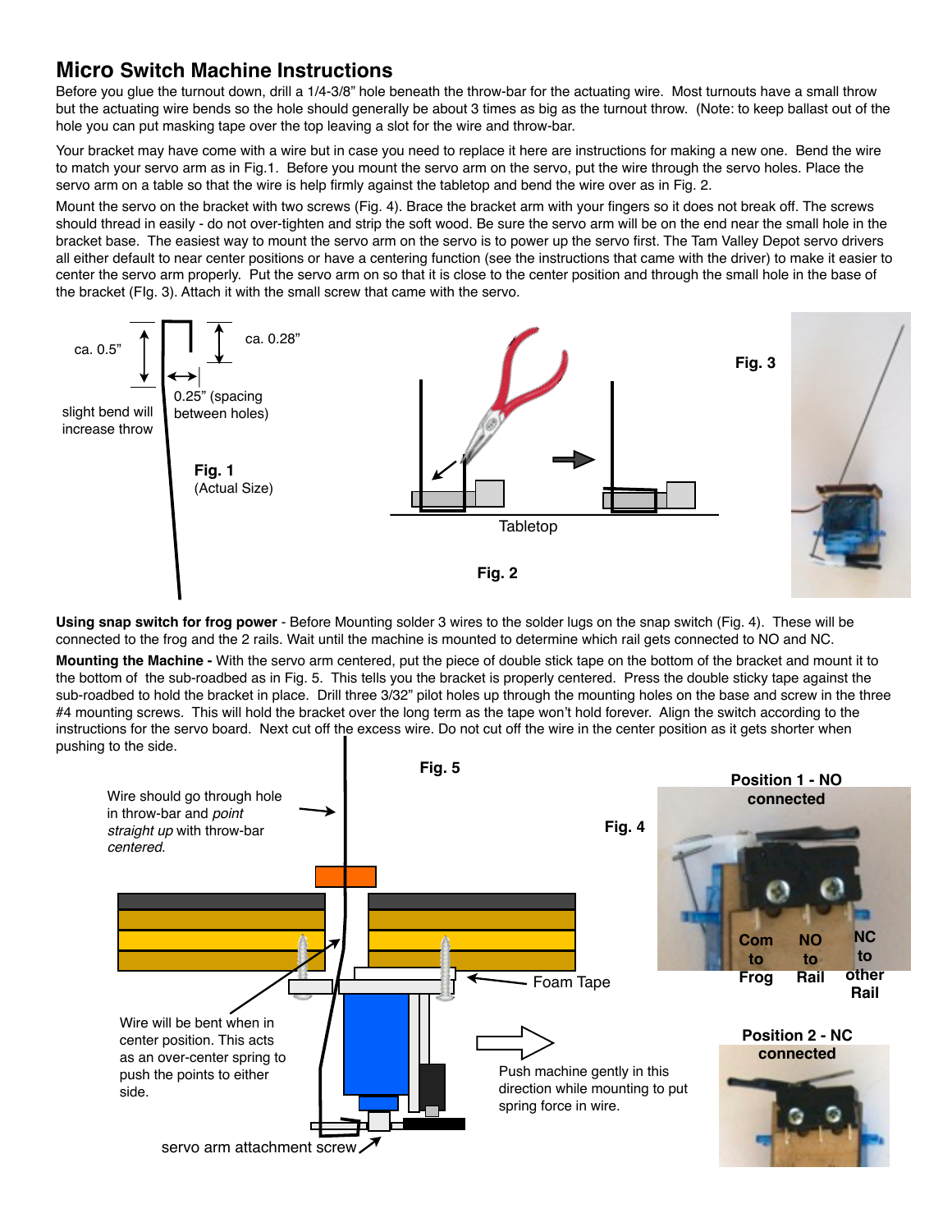# Micro Switch Machine Instructions

Before you glue the turnout down, drill a 1/4-3/8" hole beneath the throw-bar for the actuating wire. Most turnouts have a small throw but the actuating wire bends so the hole should generally be about 3 times as big as the turnout throw. (Note: to keep ballast out of the hole you can put masking tape over the top leaving a slot for the wire and throw-bar.

Your bracket may have come with a wire but in case you need to replace it here are instructions for making a new one. Bend the wire to match your servo arm as in Fig.1. Before you mount the servo arm on the servo, put the wire through the servo holes. Place the servo arm on a table so that the wire is help firmly against the tabletop and bend the wire over as in Fig. 2.

Mount the servo on the bracket with two screws (Fig. 4). Brace the bracket arm with your fingers so it does not break off. The screws should thread in easily - do not over-tighten and strip the soft wood. Be sure the servo arm will be on the end near the small hole in the bracket base. The easiest way to mount the servo arm on the servo is to power up the servo first. The Tam Valley Depot servo drivers all either default to near center positions or have a centering function (see the instructions that came with the driver) to make it easier to center the servo arm properly. Put the servo arm on so that it is close to the center position and through the small hole in the base of the bracket (FIg. 3). Attach it with the small screw that came with the servo.

ca. 0.5" | ca. 0.28" | 0.25" (spacing between holes) | slight bend will increase throw

**Fig. 1** (Actual Size)

Tabletop

**Fig. 2**

**Fig. 3**

**Using snap switch for frog power** - Before Mounting solder 3 wires to the solder lugs on the snap switch (Fig. 4). These will be connected to the frog and the 2 rails. Wait until the machine is mounted to determine which rail gets connected to NO and NC.

**Mounting the Machine -** With the servo arm centered, put the piece of double stick tape on the bottom of the bracket and mount it to the bottom of the sub-roadbed as in Fig. 5. This tells you the bracket is properly centered. Press the double sticky tape against the sub-roadbed to hold the bracket in place. Drill three 3/32" pilot holes up through the mounting holes on the base and screw in the three #4 mounting screws. This will hold the bracket over the long term as the tape won't hold forever. Align the switch according to the instructions for the servo board. Next cut off the excess wire. Do not cut off the wire in the center position as it gets shorter when pushing to the side.

**Fig. 5**

Wire should go through hole in throw-bar and *point straight up* with throw-bar *centered*.

Wire will be bent when in center position. This acts as an over-center spring to push the points to either side.

Foam Tape

Push machine gently in this direction while mounting to put spring force in wire.

servo arm attachment screw

**Fig. 4**

**Position 1 - NO connected**

Com to Frog | NO to Rail | NC to other Rail

**Position 2 - NC connected**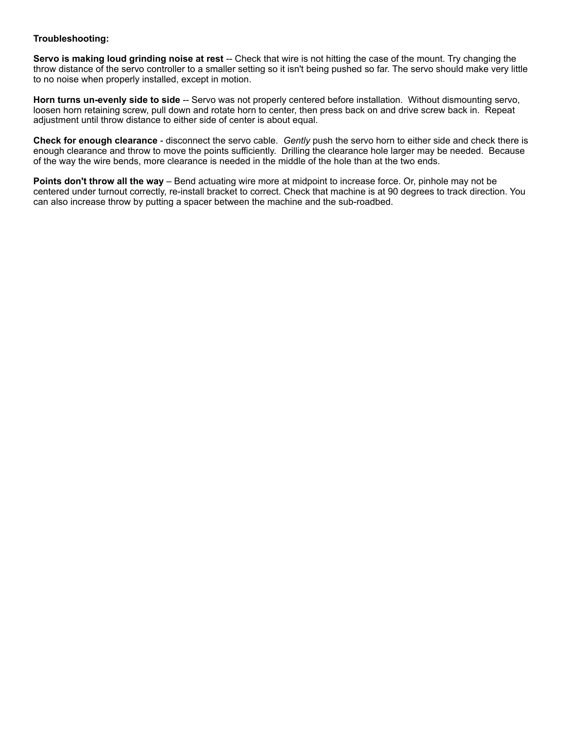**Troubleshooting:**

**Servo is making loud grinding noise at rest** -- Check that wire is not hitting the case of the mount. Try changing the throw distance of the servo controller to a smaller setting so it isn't being pushed so far. The servo should make very little to no noise when properly installed, except in motion.

**Horn turns un-evenly side to side** -- Servo was not properly centered before installation. Without dismounting servo, loosen horn retaining screw, pull down and rotate horn to center, then press back on and drive screw back in. Repeat adjustment until throw distance to either side of center is about equal.

**Check for enough clearance** - disconnect the servo cable. *Gently* push the servo horn to either side and check there is enough clearance and throw to move the points sufficiently. Drilling the clearance hole larger may be needed. Because of the way the wire bends, more clearance is needed in the middle of the hole than at the two ends.

**Points don't throw all the way** – Bend actuating wire more at midpoint to increase force. Or, pinhole may not be centered under turnout correctly, re-install bracket to correct. Check that machine is at 90 degrees to track direction. You can also increase throw by putting a spacer between the machine and the sub-roadbed.